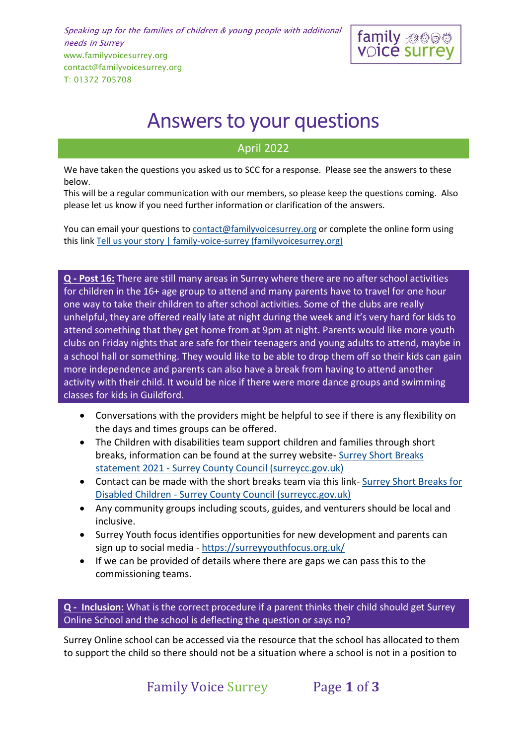*Speaking up for the families of children & young people with additional needs in Surrey*
www.familyvoicesurrey.org
contact@familyvoicesurrey.org
T: 01372 705708

family voice surrey

# Answers to your questions

## April 2022

We have taken the questions you asked us to SCC for a response. Please see the answers to these below.
This will be a regular communication with our members, so please keep the questions coming. Also please let us know if you need further information or clarification of the answers.

You can email your questions to [contact@familyvoicesurrey.org](mailto:contact@familyvoicesurrey.org) or complete the online form using this link [Tell us your story | family-voice-surrey (familyvoicesurrey.org)](https://www.familyvoicesurrey.org)

**Q - Post 16:** There are still many areas in Surrey where there are no after school activities for children in the 16+ age group to attend and many parents have to travel for one hour one way to take their children to after school activities. Some of the clubs are really unhelpful, they are offered really late at night during the week and it's very hard for kids to attend something that they get home from at 9pm at night. Parents would like more youth clubs on Friday nights that are safe for their teenagers and young adults to attend, maybe in a school hall or something. They would like to be able to drop them off so their kids can gain more independence and parents can also have a break from having to attend another activity with their child. It would be nice if there were more dance groups and swimming classes for kids in Guildford.

- Conversations with the providers might be helpful to see if there is any flexibility on the days and times groups can be offered.
- The Children with disabilities team support children and families through short breaks, information can be found at the surrey website- Surrey Short Breaks statement 2021 - Surrey County Council (surreycc.gov.uk)
- Contact can be made with the short breaks team via this link- Surrey Short Breaks for Disabled Children - Surrey County Council (surreycc.gov.uk)
- Any community groups including scouts, guides, and venturers should be local and inclusive.
- Surrey Youth focus identifies opportunities for new development and parents can sign up to social media - https://surreyyouthfocus.org.uk/
- If we can be provided of details where there are gaps we can pass this to the commissioning teams.

**Q - Inclusion:** What is the correct procedure if a parent thinks their child should get Surrey Online School and the school is deflecting the question or says no?

Surrey Online school can be accessed via the resource that the school has allocated to them to support the child so there should not be a situation where a school is not in a position to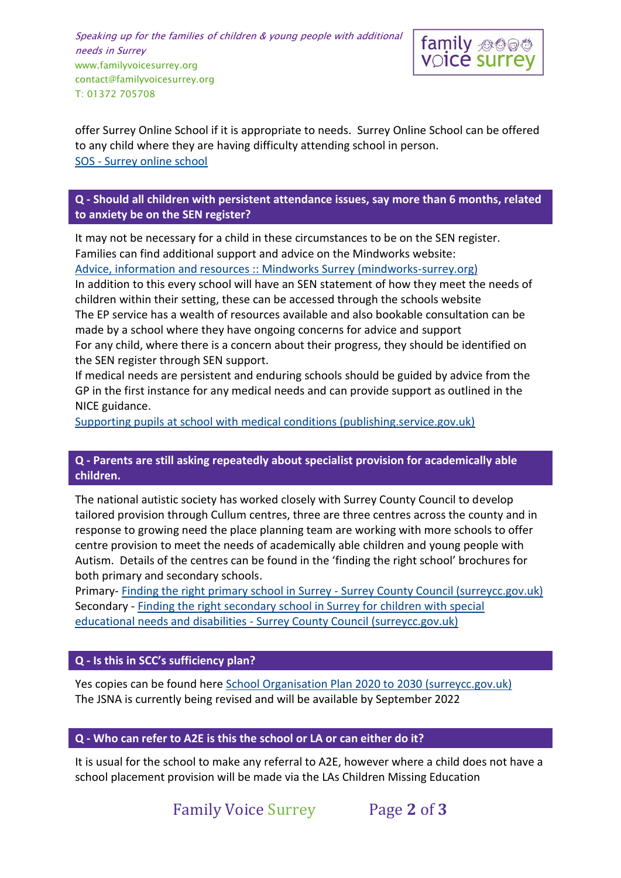offer Surrey Online School if it is appropriate to needs. Surrey Online School can be offered to any child where they are having difficulty attending school in person.
SOS - Surrey online school

## Q - Should all children with persistent attendance issues, say more than 6 months, related to anxiety be on the SEN register?

It may not be necessary for a child in these circumstances to be on the SEN register. Families can find additional support and advice on the Mindworks website:
Advice, information and resources :: Mindworks Surrey (mindworks-surrey.org)
In addition to this every school will have an SEN statement of how they meet the needs of children within their setting, these can be accessed through the schools website
The EP service has a wealth of resources available and also bookable consultation can be made by a school where they have ongoing concerns for advice and support
For any child, where there is a concern about their progress, they should be identified on the SEN register through SEN support.
If medical needs are persistent and enduring schools should be guided by advice from the GP in the first instance for any medical needs and can provide support as outlined in the NICE guidance.
Supporting pupils at school with medical conditions (publishing.service.gov.uk)

## Q - Parents are still asking repeatedly about specialist provision for academically able children.

The national autistic society has worked closely with Surrey County Council to develop tailored provision through Cullum centres, three are three centres across the county and in response to growing need the place planning team are working with more schools to offer centre provision to meet the needs of academically able children and young people with Autism. Details of the centres can be found in the 'finding the right school' brochures for both primary and secondary schools.
Primary- Finding the right primary school in Surrey - Surrey County Council (surreycc.gov.uk)
Secondary - Finding the right secondary school in Surrey for children with special educational needs and disabilities - Surrey County Council (surreycc.gov.uk)

## Q - Is this in SCC's sufficiency plan?

Yes copies can be found here School Organisation Plan 2020 to 2030 (surreycc.gov.uk)
The JSNA is currently being revised and will be available by September 2022

## Q - Who can refer to A2E is this the school or LA or can either do it?

It is usual for the school to make any referral to A2E, however where a child does not have a school placement provision will be made via the LAs Children Missing Education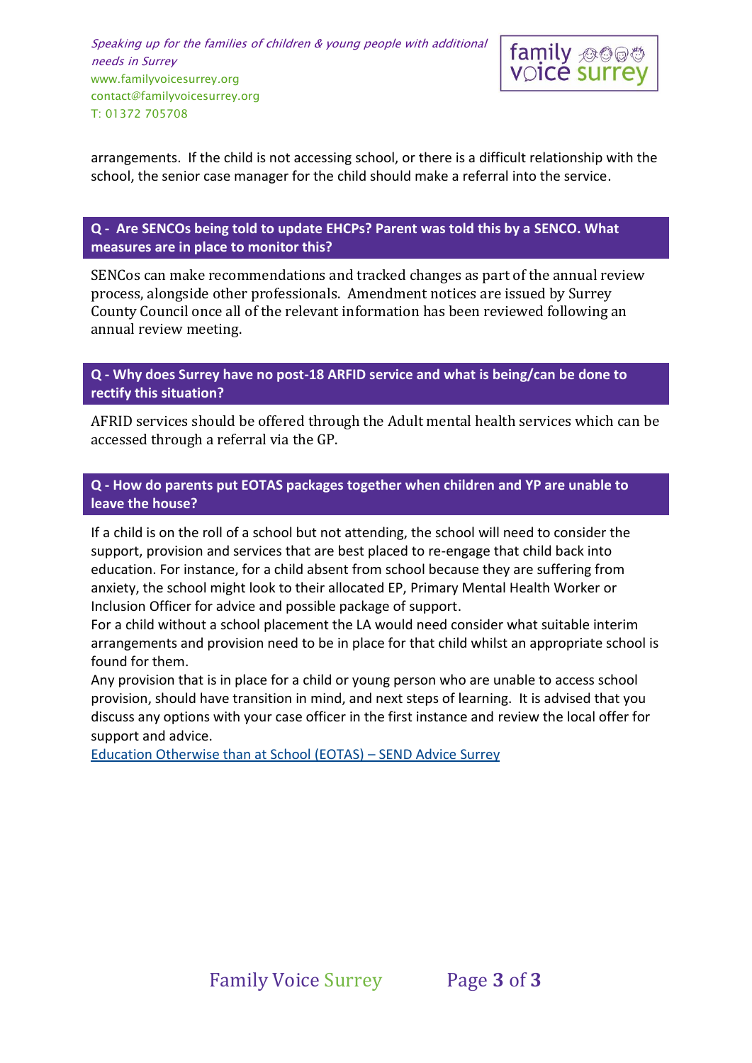arrangements. If the child is not accessing school, or there is a difficult relationship with the school, the senior case manager for the child should make a referral into the service.

**Q - Are SENCOs being told to update EHCPs? Parent was told this by a SENCO. What measures are in place to monitor this?**

SENCos can make recommendations and tracked changes as part of the annual review process, alongside other professionals. Amendment notices are issued by Surrey County Council once all of the relevant information has been reviewed following an annual review meeting.

**Q - Why does Surrey have no post-18 ARFID service and what is being/can be done to rectify this situation?**

AFRID services should be offered through the Adult mental health services which can be accessed through a referral via the GP.

**Q - How do parents put EOTAS packages together when children and YP are unable to leave the house?**

If a child is on the roll of a school but not attending, the school will need to consider the support, provision and services that are best placed to re-engage that child back into education. For instance, for a child absent from school because they are suffering from anxiety, the school might look to their allocated EP, Primary Mental Health Worker or Inclusion Officer for advice and possible package of support.

For a child without a school placement the LA would need consider what suitable interim arrangements and provision need to be in place for that child whilst an appropriate school is found for them.

Any provision that is in place for a child or young person who are unable to access school provision, should have transition in mind, and next steps of learning. It is advised that you discuss any options with your case officer in the first instance and review the local offer for support and advice.

Education Otherwise than at School (EOTAS) – SEND Advice Surrey